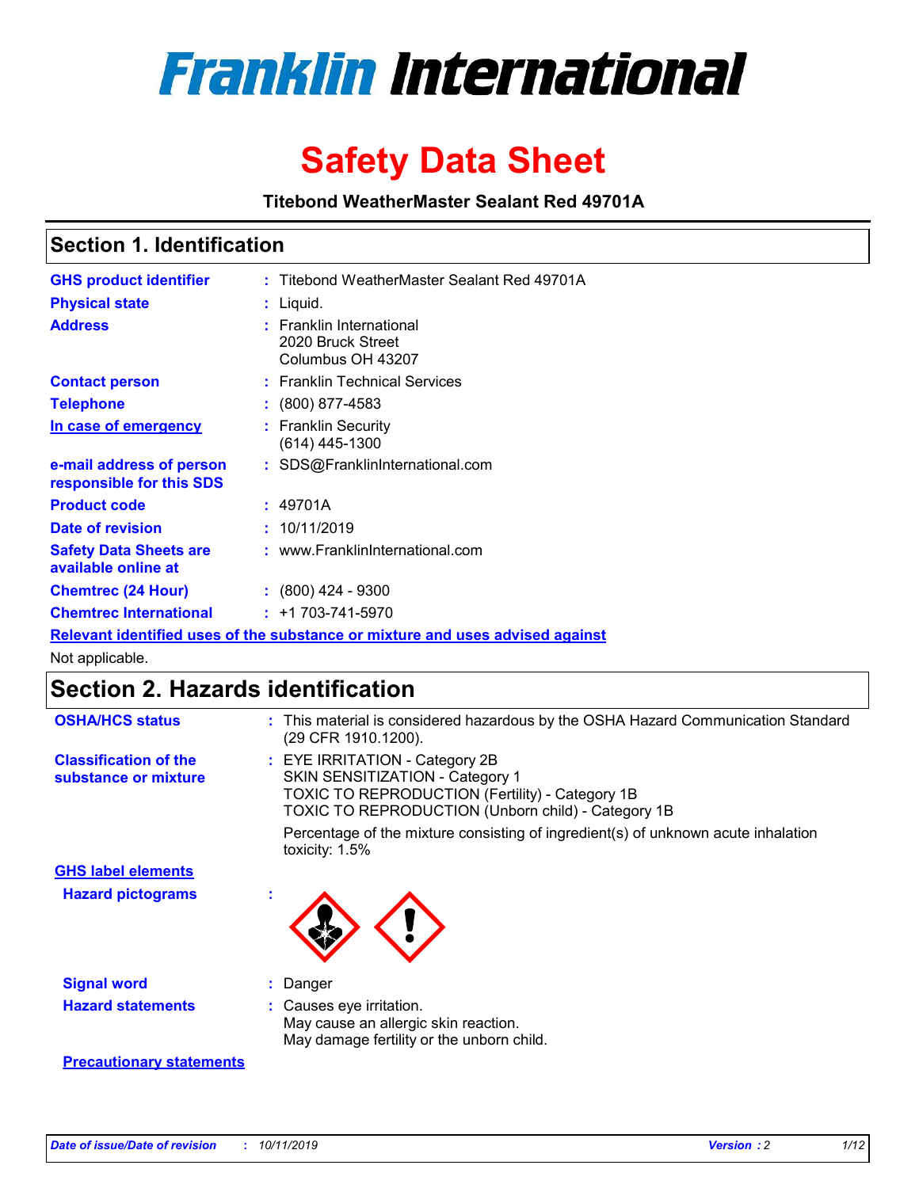# Franklin International

# Safety Data Sheet

**Titebond WeatherMaster Sealant Red 49701A**

## Section 1. Identification

| | | |
|---|---|---|
| **GHS product identifier** | : | Titebond WeatherMaster Sealant Red 49701A |
| **Physical state** | : | Liquid. |
| **Address** | : | Franklin International<br>2020 Bruck Street<br>Columbus OH 43207 |
| **Contact person** | : | Franklin Technical Services |
| **Telephone** | : | (800) 877-4583 |
| **In case of emergency** | : | Franklin Security<br>(614) 445-1300 |
| **e-mail address of person responsible for this SDS** | : | SDS@FranklinInternational.com |
| **Product code** | : | 49701A |
| **Date of revision** | : | 10/11/2019 |
| **Safety Data Sheets are available online at** | : | www.FranklinInternational.com |
| **Chemtrec (24 Hour)** | : | (800) 424 - 9300 |
| **Chemtrec International** | : | +1 703-741-5970 |

**Relevant identified uses of the substance or mixture and uses advised against**

Not applicable.

## Section 2. Hazards identification

| | | |
|---|---|---|
| **OSHA/HCS status** | : | This material is considered hazardous by the OSHA Hazard Communication Standard (29 CFR 1910.1200). |
| **Classification of the substance or mixture** | : | EYE IRRITATION - Category 2B<br>SKIN SENSITIZATION - Category 1<br>TOXIC TO REPRODUCTION (Fertility) - Category 1B<br>TOXIC TO REPRODUCTION (Unborn child) - Category 1B<br><br>Percentage of the mixture consisting of ingredient(s) of unknown acute inhalation toxicity: 1.5% |

**GHS label elements**

**Hazard pictograms** :

| | | |
|---|---|---|
| **Signal word** | : | Danger |
| **Hazard statements** | : | Causes eye irritation.<br>May cause an allergic skin reaction.<br>May damage fertility or the unborn child. |

**Precautionary statements**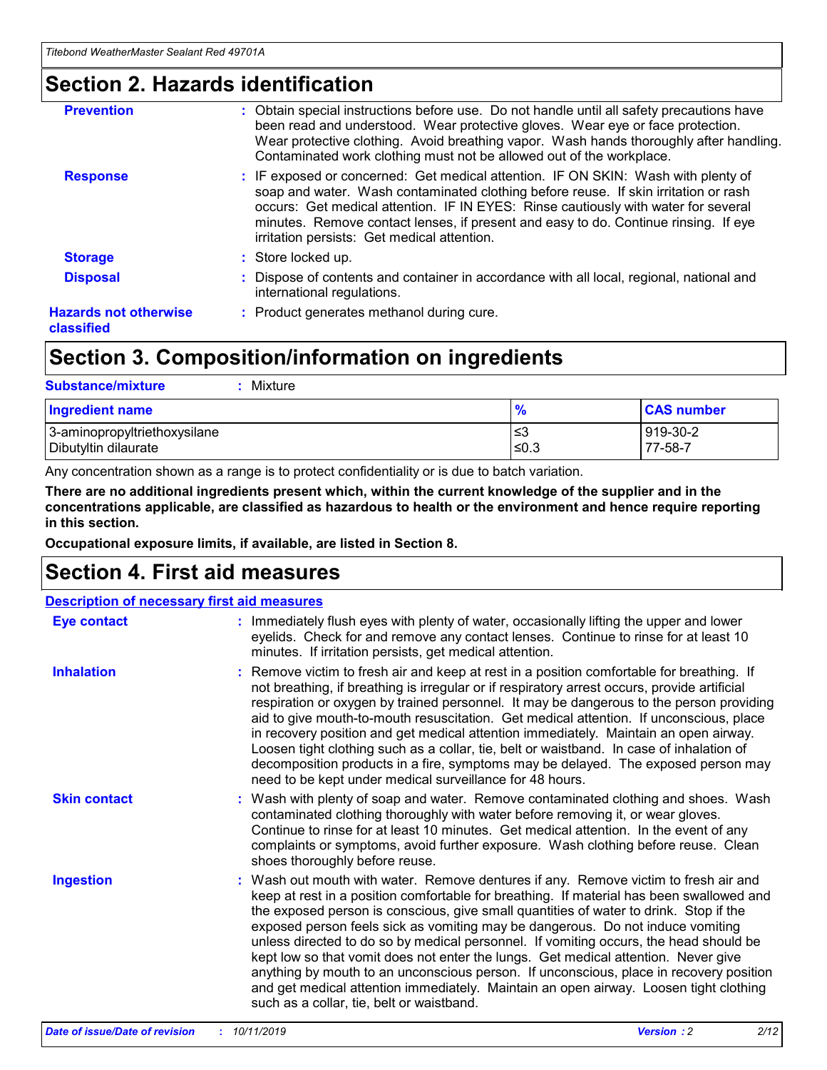## Section 2. Hazards identification

**Prevention** : Obtain special instructions before use. Do not handle until all safety precautions have been read and understood. Wear protective gloves. Wear eye or face protection. Wear protective clothing. Avoid breathing vapor. Wash hands thoroughly after handling. Contaminated work clothing must not be allowed out of the workplace.

**Response** : IF exposed or concerned: Get medical attention. IF ON SKIN: Wash with plenty of soap and water. Wash contaminated clothing before reuse. If skin irritation or rash occurs: Get medical attention. IF IN EYES: Rinse cautiously with water for several minutes. Remove contact lenses, if present and easy to do. Continue rinsing. If eye irritation persists: Get medical attention.

**Storage** : Store locked up.

**Disposal** : Dispose of contents and container in accordance with all local, regional, national and international regulations.

**Hazards not otherwise classified** : Product generates methanol during cure.

## Section 3. Composition/information on ingredients

**Substance/mixture** : Mixture

| Ingredient name | % | CAS number |
|---|---|---|
| 3-aminopropyltriethoxysilane | ≤3 | 919-30-2 |
| Dibutyltin dilaurate | ≤0.3 | 77-58-7 |

Any concentration shown as a range is to protect confidentiality or is due to batch variation.

**There are no additional ingredients present which, within the current knowledge of the supplier and in the concentrations applicable, are classified as hazardous to health or the environment and hence require reporting in this section.**

**Occupational exposure limits, if available, are listed in Section 8.**

## Section 4. First aid measures

**Description of necessary first aid measures**

**Eye contact** : Immediately flush eyes with plenty of water, occasionally lifting the upper and lower eyelids. Check for and remove any contact lenses. Continue to rinse for at least 10 minutes. If irritation persists, get medical attention.

**Inhalation** : Remove victim to fresh air and keep at rest in a position comfortable for breathing. If not breathing, if breathing is irregular or if respiratory arrest occurs, provide artificial respiration or oxygen by trained personnel. It may be dangerous to the person providing aid to give mouth-to-mouth resuscitation. Get medical attention. If unconscious, place in recovery position and get medical attention immediately. Maintain an open airway. Loosen tight clothing such as a collar, tie, belt or waistband. In case of inhalation of decomposition products in a fire, symptoms may be delayed. The exposed person may need to be kept under medical surveillance for 48 hours.

**Skin contact** : Wash with plenty of soap and water. Remove contaminated clothing and shoes. Wash contaminated clothing thoroughly with water before removing it, or wear gloves. Continue to rinse for at least 10 minutes. Get medical attention. In the event of any complaints or symptoms, avoid further exposure. Wash clothing before reuse. Clean shoes thoroughly before reuse.

**Ingestion** : Wash out mouth with water. Remove dentures if any. Remove victim to fresh air and keep at rest in a position comfortable for breathing. If material has been swallowed and the exposed person is conscious, give small quantities of water to drink. Stop if the exposed person feels sick as vomiting may be dangerous. Do not induce vomiting unless directed to do so by medical personnel. If vomiting occurs, the head should be kept low so that vomit does not enter the lungs. Get medical attention. Never give anything by mouth to an unconscious person. If unconscious, place in recovery position and get medical attention immediately. Maintain an open airway. Loosen tight clothing such as a collar, tie, belt or waistband.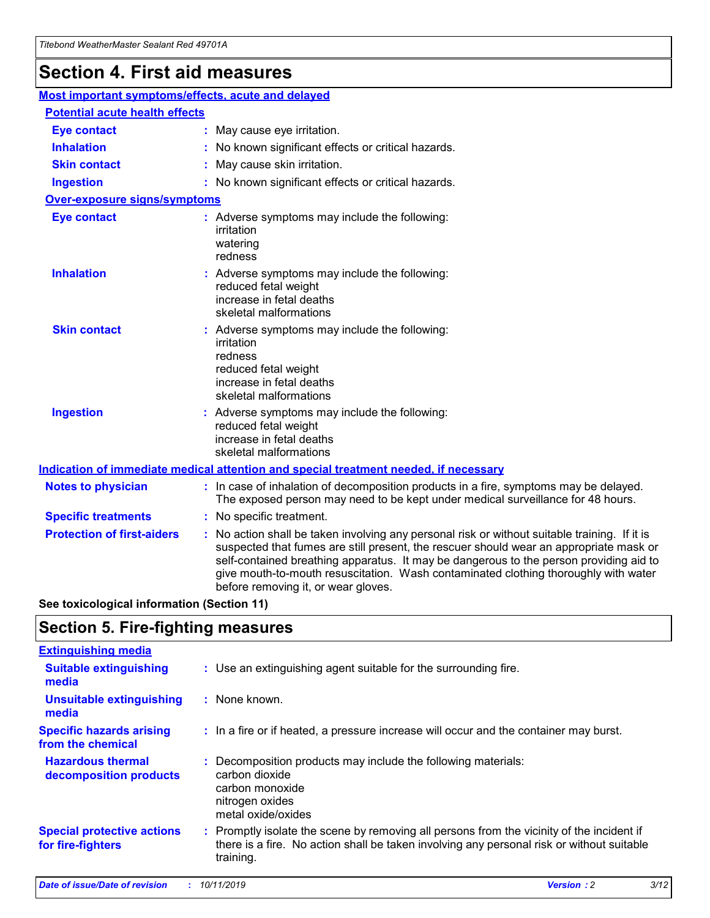# Section 4. First aid measures

## Most important symptoms/effects, acute and delayed

### Potential acute health effects

**Eye contact** : May cause eye irritation.

**Inhalation** : No known significant effects or critical hazards.

**Skin contact** : May cause skin irritation.

**Ingestion** : No known significant effects or critical hazards.

### Over-exposure signs/symptoms

**Eye contact** : Adverse symptoms may include the following:
irritation
watering
redness

**Inhalation** : Adverse symptoms may include the following:
reduced fetal weight
increase in fetal deaths
skeletal malformations

**Skin contact** : Adverse symptoms may include the following:
irritation
redness
reduced fetal weight
increase in fetal deaths
skeletal malformations

**Ingestion** : Adverse symptoms may include the following:
reduced fetal weight
increase in fetal deaths
skeletal malformations

## Indication of immediate medical attention and special treatment needed, if necessary

**Notes to physician** : In case of inhalation of decomposition products in a fire, symptoms may be delayed. The exposed person may need to be kept under medical surveillance for 48 hours.

**Specific treatments** : No specific treatment.

**Protection of first-aiders** : No action shall be taken involving any personal risk or without suitable training. If it is suspected that fumes are still present, the rescuer should wear an appropriate mask or self-contained breathing apparatus. It may be dangerous to the person providing aid to give mouth-to-mouth resuscitation. Wash contaminated clothing thoroughly with water before removing it, or wear gloves.

**See toxicological information (Section 11)**

# Section 5. Fire-fighting measures

## Extinguishing media

**Suitable extinguishing media** : Use an extinguishing agent suitable for the surrounding fire.

**Unsuitable extinguishing media** : None known.

**Specific hazards arising from the chemical** : In a fire or if heated, a pressure increase will occur and the container may burst.

**Hazardous thermal decomposition products** : Decomposition products may include the following materials:
carbon dioxide
carbon monoxide
nitrogen oxides
metal oxide/oxides

**Special protective actions for fire-fighters** : Promptly isolate the scene by removing all persons from the vicinity of the incident if there is a fire. No action shall be taken involving any personal risk or without suitable training.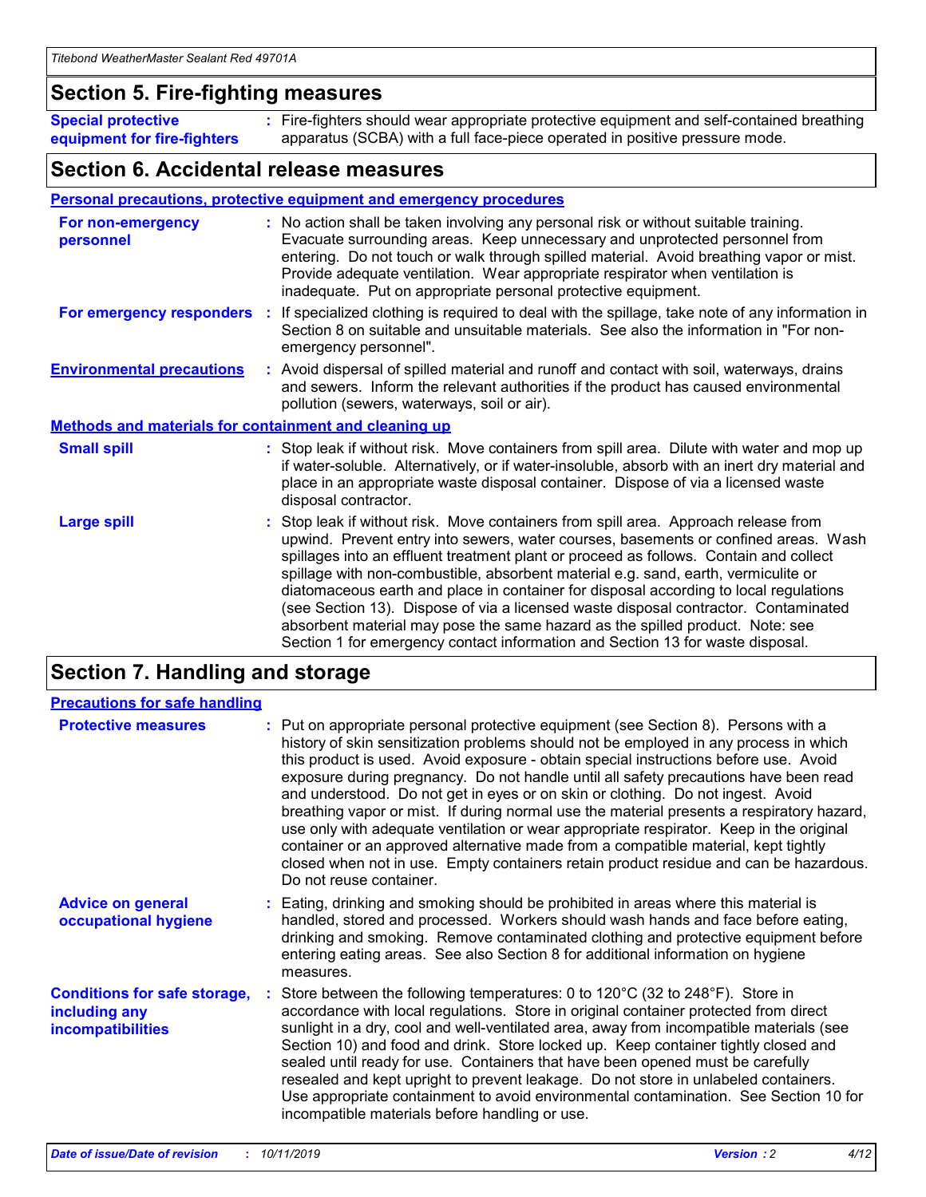## Section 5. Fire-fighting measures

**Special protective equipment for fire-fighters** : Fire-fighters should wear appropriate protective equipment and self-contained breathing apparatus (SCBA) with a full face-piece operated in positive pressure mode.

## Section 6. Accidental release measures

### Personal precautions, protective equipment and emergency procedures

**For non-emergency personnel** : No action shall be taken involving any personal risk or without suitable training. Evacuate surrounding areas. Keep unnecessary and unprotected personnel from entering. Do not touch or walk through spilled material. Avoid breathing vapor or mist. Provide adequate ventilation. Wear appropriate respirator when ventilation is inadequate. Put on appropriate personal protective equipment.

**For emergency responders** : If specialized clothing is required to deal with the spillage, take note of any information in Section 8 on suitable and unsuitable materials. See also the information in "For non-emergency personnel".

**Environmental precautions** : Avoid dispersal of spilled material and runoff and contact with soil, waterways, drains and sewers. Inform the relevant authorities if the product has caused environmental pollution (sewers, waterways, soil or air).

### Methods and materials for containment and cleaning up

**Small spill** : Stop leak if without risk. Move containers from spill area. Dilute with water and mop up if water-soluble. Alternatively, or if water-insoluble, absorb with an inert dry material and place in an appropriate waste disposal container. Dispose of via a licensed waste disposal contractor.

**Large spill** : Stop leak if without risk. Move containers from spill area. Approach release from upwind. Prevent entry into sewers, water courses, basements or confined areas. Wash spillages into an effluent treatment plant or proceed as follows. Contain and collect spillage with non-combustible, absorbent material e.g. sand, earth, vermiculite or diatomaceous earth and place in container for disposal according to local regulations (see Section 13). Dispose of via a licensed waste disposal contractor. Contaminated absorbent material may pose the same hazard as the spilled product. Note: see Section 1 for emergency contact information and Section 13 for waste disposal.

## Section 7. Handling and storage

### Precautions for safe handling

**Protective measures** : Put on appropriate personal protective equipment (see Section 8). Persons with a history of skin sensitization problems should not be employed in any process in which this product is used. Avoid exposure - obtain special instructions before use. Avoid exposure during pregnancy. Do not handle until all safety precautions have been read and understood. Do not get in eyes or on skin or clothing. Do not ingest. Avoid breathing vapor or mist. If during normal use the material presents a respiratory hazard, use only with adequate ventilation or wear appropriate respirator. Keep in the original container or an approved alternative made from a compatible material, kept tightly closed when not in use. Empty containers retain product residue and can be hazardous. Do not reuse container.

**Advice on general occupational hygiene** : Eating, drinking and smoking should be prohibited in areas where this material is handled, stored and processed. Workers should wash hands and face before eating, drinking and smoking. Remove contaminated clothing and protective equipment before entering eating areas. See also Section 8 for additional information on hygiene measures.

**Conditions for safe storage, including any incompatibilities** : Store between the following temperatures: 0 to 120°C (32 to 248°F). Store in accordance with local regulations. Store in original container protected from direct sunlight in a dry, cool and well-ventilated area, away from incompatible materials (see Section 10) and food and drink. Store locked up. Keep container tightly closed and sealed until ready for use. Containers that have been opened must be carefully resealed and kept upright to prevent leakage. Do not store in unlabeled containers. Use appropriate containment to avoid environmental contamination. See Section 10 for incompatible materials before handling or use.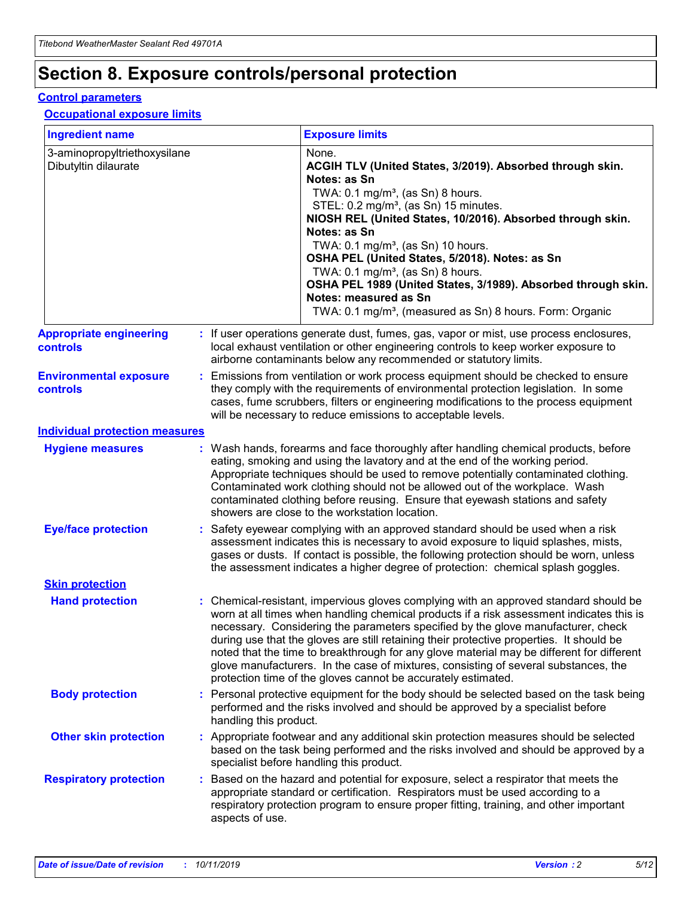# Section 8. Exposure controls/personal protection

## Control parameters

### Occupational exposure limits

| Ingredient name | Exposure limits |
|---|---|
| 3-aminopropyltriethoxysilane<br>Dibutyltin dilaurate | None.<br>**ACGIH TLV (United States, 3/2019). Absorbed through skin. Notes: as Sn**<br>TWA: 0.1 mg/m³, (as Sn) 8 hours.<br>STEL: 0.2 mg/m³, (as Sn) 15 minutes.<br>**NIOSH REL (United States, 10/2016). Absorbed through skin. Notes: as Sn**<br>TWA: 0.1 mg/m³, (as Sn) 10 hours.<br>**OSHA PEL (United States, 5/2018). Notes: as Sn**<br>TWA: 0.1 mg/m³, (as Sn) 8 hours.<br>**OSHA PEL 1989 (United States, 3/1989). Absorbed through skin. Notes: measured as Sn**<br>TWA: 0.1 mg/m³, (measured as Sn) 8 hours. Form: Organic |

**Appropriate engineering controls** : If user operations generate dust, fumes, gas, vapor or mist, use process enclosures, local exhaust ventilation or other engineering controls to keep worker exposure to airborne contaminants below any recommended or statutory limits.

**Environmental exposure controls** : Emissions from ventilation or work process equipment should be checked to ensure they comply with the requirements of environmental protection legislation. In some cases, fume scrubbers, filters or engineering modifications to the process equipment will be necessary to reduce emissions to acceptable levels.

## Individual protection measures

**Hygiene measures** : Wash hands, forearms and face thoroughly after handling chemical products, before eating, smoking and using the lavatory and at the end of the working period. Appropriate techniques should be used to remove potentially contaminated clothing. Contaminated work clothing should not be allowed out of the workplace. Wash contaminated clothing before reusing. Ensure that eyewash stations and safety showers are close to the workstation location.

**Eye/face protection** : Safety eyewear complying with an approved standard should be used when a risk assessment indicates this is necessary to avoid exposure to liquid splashes, mists, gases or dusts. If contact is possible, the following protection should be worn, unless the assessment indicates a higher degree of protection: chemical splash goggles.

### Skin protection

**Hand protection** : Chemical-resistant, impervious gloves complying with an approved standard should be worn at all times when handling chemical products if a risk assessment indicates this is necessary. Considering the parameters specified by the glove manufacturer, check during use that the gloves are still retaining their protective properties. It should be noted that the time to breakthrough for any glove material may be different for different glove manufacturers. In the case of mixtures, consisting of several substances, the protection time of the gloves cannot be accurately estimated.

**Body protection** : Personal protective equipment for the body should be selected based on the task being performed and the risks involved and should be approved by a specialist before handling this product.

**Other skin protection** : Appropriate footwear and any additional skin protection measures should be selected based on the task being performed and the risks involved and should be approved by a specialist before handling this product.

**Respiratory protection** : Based on the hazard and potential for exposure, select a respirator that meets the appropriate standard or certification. Respirators must be used according to a respiratory protection program to ensure proper fitting, training, and other important aspects of use.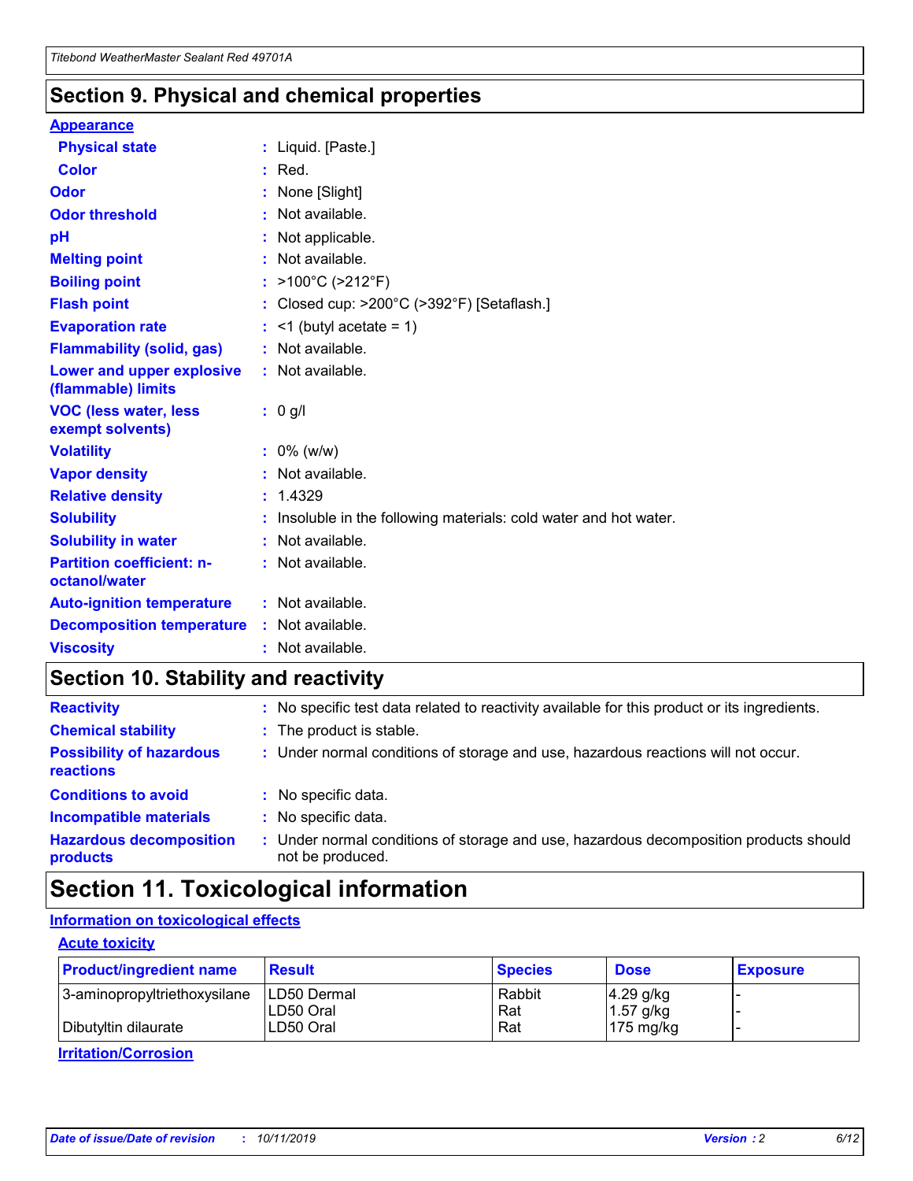## Section 9. Physical and chemical properties

**Appearance**

| Property | Value |
|---|---|
| Physical state | Liquid. [Paste.] |
| Color | Red. |
| Odor | None [Slight] |
| Odor threshold | Not available. |
| pH | Not applicable. |
| Melting point | Not available. |
| Boiling point | >100°C (>212°F) |
| Flash point | Closed cup: >200°C (>392°F) [Setaflash.] |
| Evaporation rate | <1 (butyl acetate = 1) |
| Flammability (solid, gas) | Not available. |
| Lower and upper explosive (flammable) limits | Not available. |
| VOC (less water, less exempt solvents) | 0 g/l |
| Volatility | 0% (w/w) |
| Vapor density | Not available. |
| Relative density | 1.4329 |
| Solubility | Insoluble in the following materials: cold water and hot water. |
| Solubility in water | Not available. |
| Partition coefficient: n-octanol/water | Not available. |
| Auto-ignition temperature | Not available. |
| Decomposition temperature | Not available. |
| Viscosity | Not available. |

## Section 10. Stability and reactivity

| Property | Value |
|---|---|
| Reactivity | No specific test data related to reactivity available for this product or its ingredients. |
| Chemical stability | The product is stable. |
| Possibility of hazardous reactions | Under normal conditions of storage and use, hazardous reactions will not occur. |
| Conditions to avoid | No specific data. |
| Incompatible materials | No specific data. |
| Hazardous decomposition products | Under normal conditions of storage and use, hazardous decomposition products should not be produced. |

## Section 11. Toxicological information

**Information on toxicological effects**

**Acute toxicity**

| Product/ingredient name | Result | Species | Dose | Exposure |
|---|---|---|---|---|
| 3-aminopropyltriethoxysilane | LD50 Dermal | Rabbit | 4.29 g/kg | - |
| | LD50 Oral | Rat | 1.57 g/kg | - |
| Dibutyltin dilaurate | LD50 Oral | Rat | 175 mg/kg | - |

**Irritation/Corrosion**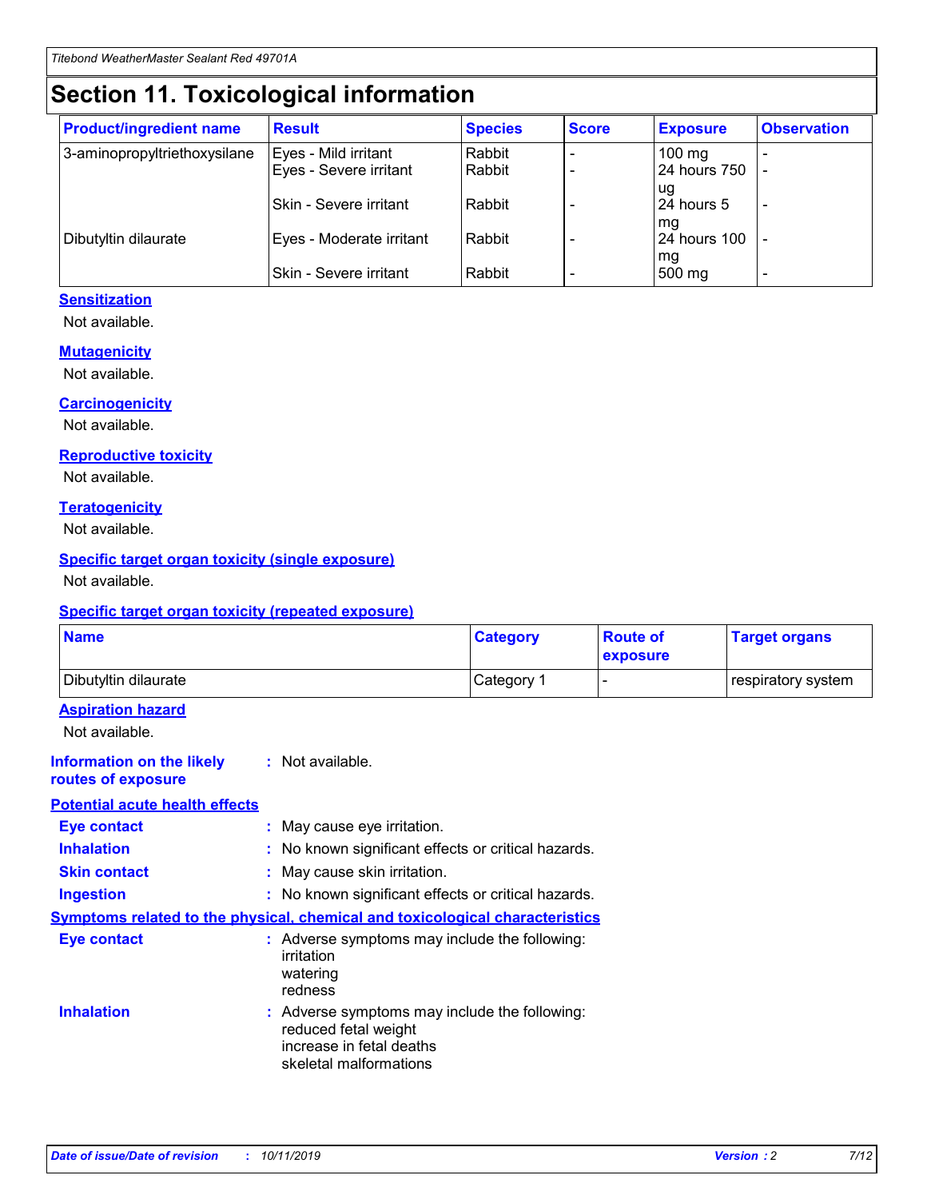# Section 11. Toxicological information

| Product/ingredient name | Result | Species | Score | Exposure | Observation |
|---|---|---|---|---|---|
| 3-aminopropyltriethoxysilane | Eyes - Mild irritant | Rabbit | - | 100 mg | - |
| | Eyes - Severe irritant | Rabbit | - | 24 hours 750 ug | - |
| | Skin - Severe irritant | Rabbit | - | 24 hours 5 mg | - |
| Dibutyltin dilaurate | Eyes - Moderate irritant | Rabbit | - | 24 hours 100 mg | - |
| | Skin - Severe irritant | Rabbit | - | 500 mg | - |

**Sensitization**

Not available.

**Mutagenicity**

Not available.

**Carcinogenicity**

Not available.

**Reproductive toxicity**

Not available.

**Teratogenicity**

Not available.

**Specific target organ toxicity (single exposure)**

Not available.

**Specific target organ toxicity (repeated exposure)**

| Name | Category | Route of exposure | Target organs |
|---|---|---|---|
| Dibutyltin dilaurate | Category 1 | - | respiratory system |

**Aspiration hazard**

Not available.

**Information on the likely routes of exposure** : Not available.

**Potential acute health effects**

**Eye contact** : May cause eye irritation.

**Inhalation** : No known significant effects or critical hazards.

**Skin contact** : May cause skin irritation.

**Ingestion** : No known significant effects or critical hazards.

**Symptoms related to the physical, chemical and toxicological characteristics**

**Eye contact** : Adverse symptoms may include the following:
irritation
watering
redness

**Inhalation** : Adverse symptoms may include the following:
reduced fetal weight
increase in fetal deaths
skeletal malformations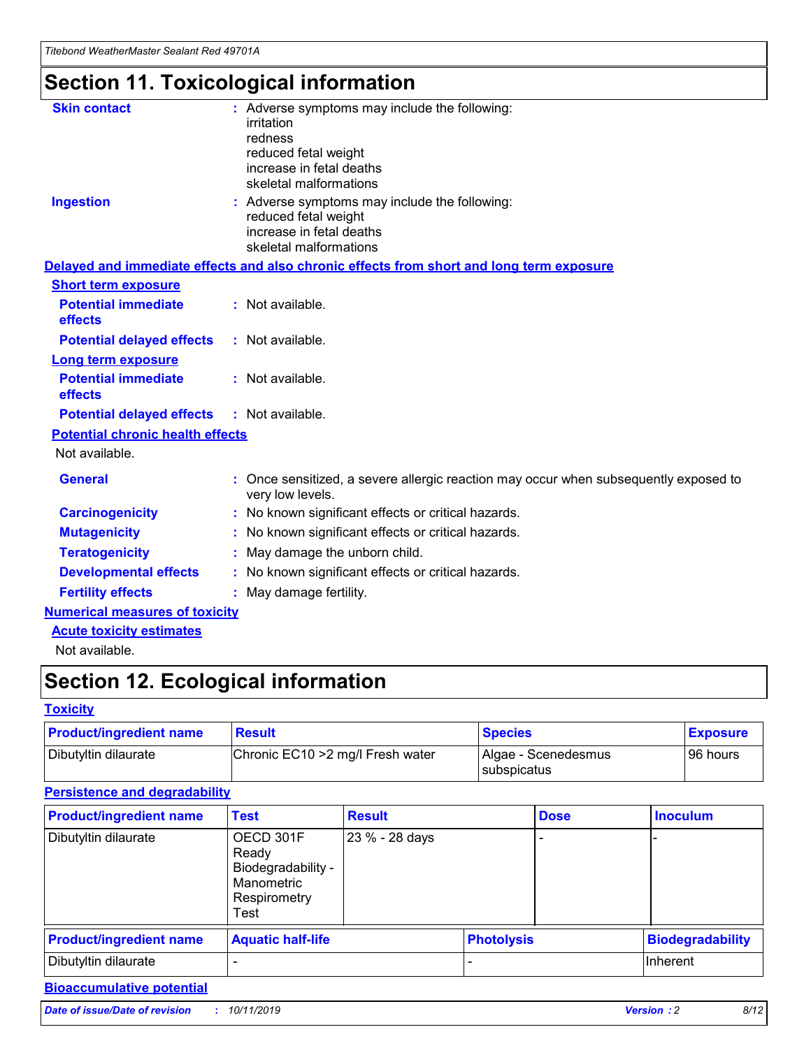# Section 11. Toxicological information

**Skin contact** : Adverse symptoms may include the following:
irritation
redness
reduced fetal weight
increase in fetal deaths
skeletal malformations

**Ingestion** : Adverse symptoms may include the following:
reduced fetal weight
increase in fetal deaths
skeletal malformations

## Delayed and immediate effects and also chronic effects from short and long term exposure

### Short term exposure

**Potential immediate effects** : Not available.

**Potential delayed effects** : Not available.

### Long term exposure

**Potential immediate effects** : Not available.

**Potential delayed effects** : Not available.

### Potential chronic health effects

Not available.

**General** : Once sensitized, a severe allergic reaction may occur when subsequently exposed to very low levels.

**Carcinogenicity** : No known significant effects or critical hazards.

**Mutagenicity** : No known significant effects or critical hazards.

**Teratogenicity** : May damage the unborn child.

**Developmental effects** : No known significant effects or critical hazards.

**Fertility effects** : May damage fertility.

## Numerical measures of toxicity

### Acute toxicity estimates

Not available.

# Section 12. Ecological information

## Toxicity

| Product/ingredient name | Result | Species | Exposure |
|---|---|---|---|
| Dibutyltin dilaurate | Chronic EC10 >2 mg/l Fresh water | Algae - Scenedesmus subspicatus | 96 hours |

## Persistence and degradability

| Product/ingredient name | Test | Result | Dose | Inoculum |
|---|---|---|---|---|
| Dibutyltin dilaurate | OECD 301F Ready Biodegradability - Manometric Respirometry Test | 23 % - 28 days | - | - |

| Product/ingredient name | Aquatic half-life | Photolysis | Biodegradability |
|---|---|---|---|
| Dibutyltin dilaurate | - | - | Inherent |

## Bioaccumulative potential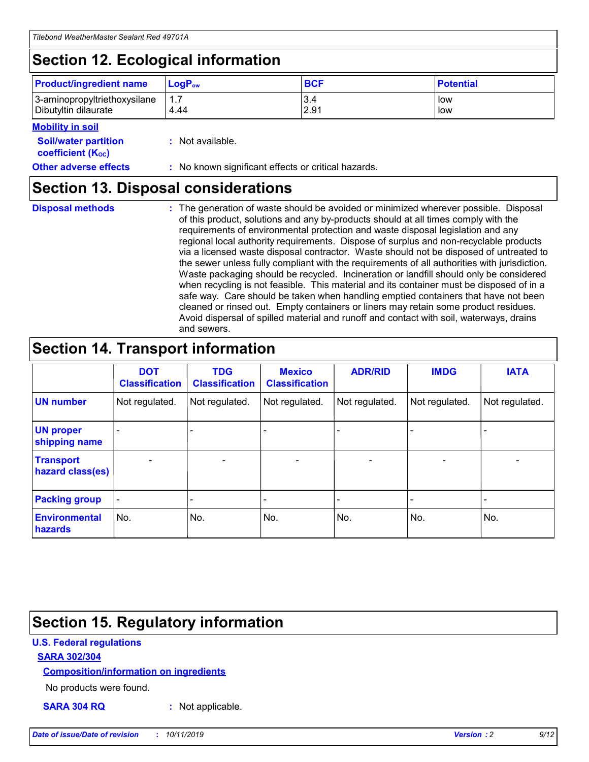## Section 12. Ecological information

| Product/ingredient name | $LogP_{ow}$ | BCF | Potential |
|---|---|---|---|
| 3-aminopropyltriethoxysilane | 1.7 | 3.4 | low |
| Dibutyltin dilaurate | 4.44 | 2.91 | low |

**Mobility in soil**

**Soil/water partition coefficient ($K_{OC}$)** : Not available.

**Other adverse effects** : No known significant effects or critical hazards.

## Section 13. Disposal considerations

**Disposal methods** : The generation of waste should be avoided or minimized wherever possible. Disposal of this product, solutions and any by-products should at all times comply with the requirements of environmental protection and waste disposal legislation and any regional local authority requirements. Dispose of surplus and non-recyclable products via a licensed waste disposal contractor. Waste should not be disposed of untreated to the sewer unless fully compliant with the requirements of all authorities with jurisdiction. Waste packaging should be recycled. Incineration or landfill should only be considered when recycling is not feasible. This material and its container must be disposed of in a safe way. Care should be taken when handling emptied containers that have not been cleaned or rinsed out. Empty containers or liners may retain some product residues. Avoid dispersal of spilled material and runoff and contact with soil, waterways, drains and sewers.

## Section 14. Transport information

| | DOT Classification | TDG Classification | Mexico Classification | ADR/RID | IMDG | IATA |
|---|---|---|---|---|---|---|
| UN number | Not regulated. | Not regulated. | Not regulated. | Not regulated. | Not regulated. | Not regulated. |
| UN proper shipping name | - | - | - | - | - | - |
| Transport hazard class(es) | - | - | - | - | - | - |
| Packing group | - | - | - | - | - | - |
| Environmental hazards | No. | No. | No. | No. | No. | No. |

## Section 15. Regulatory information

**U.S. Federal regulations**

**SARA 302/304**

**Composition/information on ingredients**

No products were found.

**SARA 304 RQ** : Not applicable.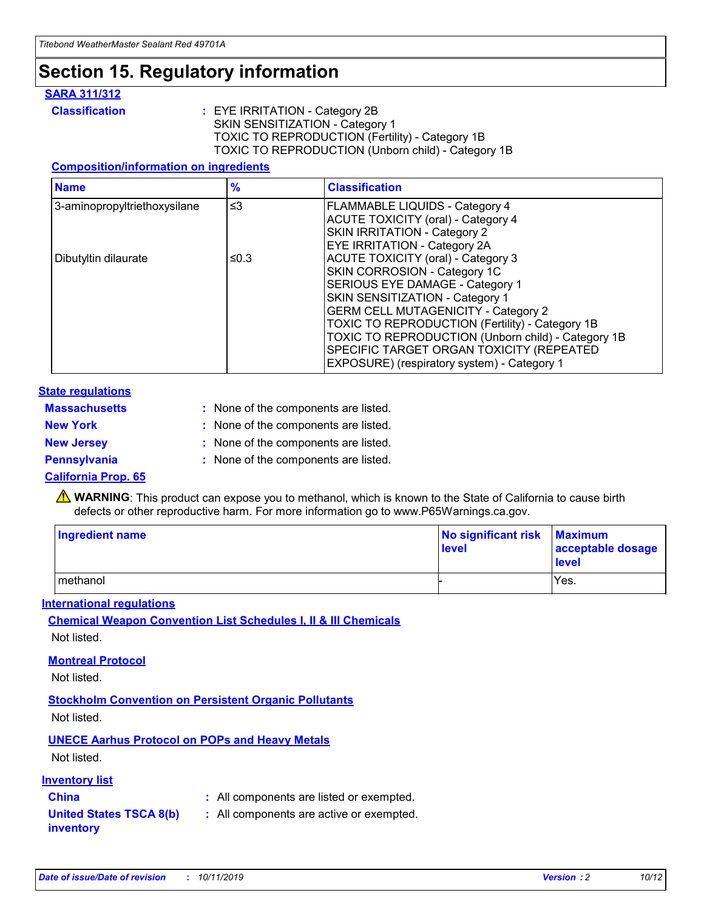# Section 15. Regulatory information

## SARA 311/312

**Classification** : EYE IRRITATION - Category 2B
SKIN SENSITIZATION - Category 1
TOXIC TO REPRODUCTION (Fertility) - Category 1B
TOXIC TO REPRODUCTION (Unborn child) - Category 1B

### Composition/information on ingredients

| Name | % | Classification |
|---|---|---|
| 3-aminopropyltriethoxysilane | ≤3 | FLAMMABLE LIQUIDS - Category 4<br>ACUTE TOXICITY (oral) - Category 4<br>SKIN IRRITATION - Category 2<br>EYE IRRITATION - Category 2A |
| Dibutyltin dilaurate | ≤0.3 | ACUTE TOXICITY (oral) - Category 3<br>SKIN CORROSION - Category 1C<br>SERIOUS EYE DAMAGE - Category 1<br>SKIN SENSITIZATION - Category 1<br>GERM CELL MUTAGENICITY - Category 2<br>TOXIC TO REPRODUCTION (Fertility) - Category 1B<br>TOXIC TO REPRODUCTION (Unborn child) - Category 1B<br>SPECIFIC TARGET ORGAN TOXICITY (REPEATED EXPOSURE) (respiratory system) - Category 1 |

## State regulations

**Massachusetts** : None of the components are listed.

**New York** : None of the components are listed.

**New Jersey** : None of the components are listed.

**Pennsylvania** : None of the components are listed.

## California Prop. 65

⚠ **WARNING**: This product can expose you to methanol, which is known to the State of California to cause birth defects or other reproductive harm. For more information go to www.P65Warnings.ca.gov.

| Ingredient name | No significant risk level | Maximum acceptable dosage level |
|---|---|---|
| methanol | - | Yes. |

## International regulations

### Chemical Weapon Convention List Schedules I, II & III Chemicals

Not listed.

### Montreal Protocol

Not listed.

### Stockholm Convention on Persistent Organic Pollutants

Not listed.

### UNECE Aarhus Protocol on POPs and Heavy Metals

Not listed.

## Inventory list

**China** : All components are listed or exempted.

**United States TSCA 8(b) inventory** : All components are active or exempted.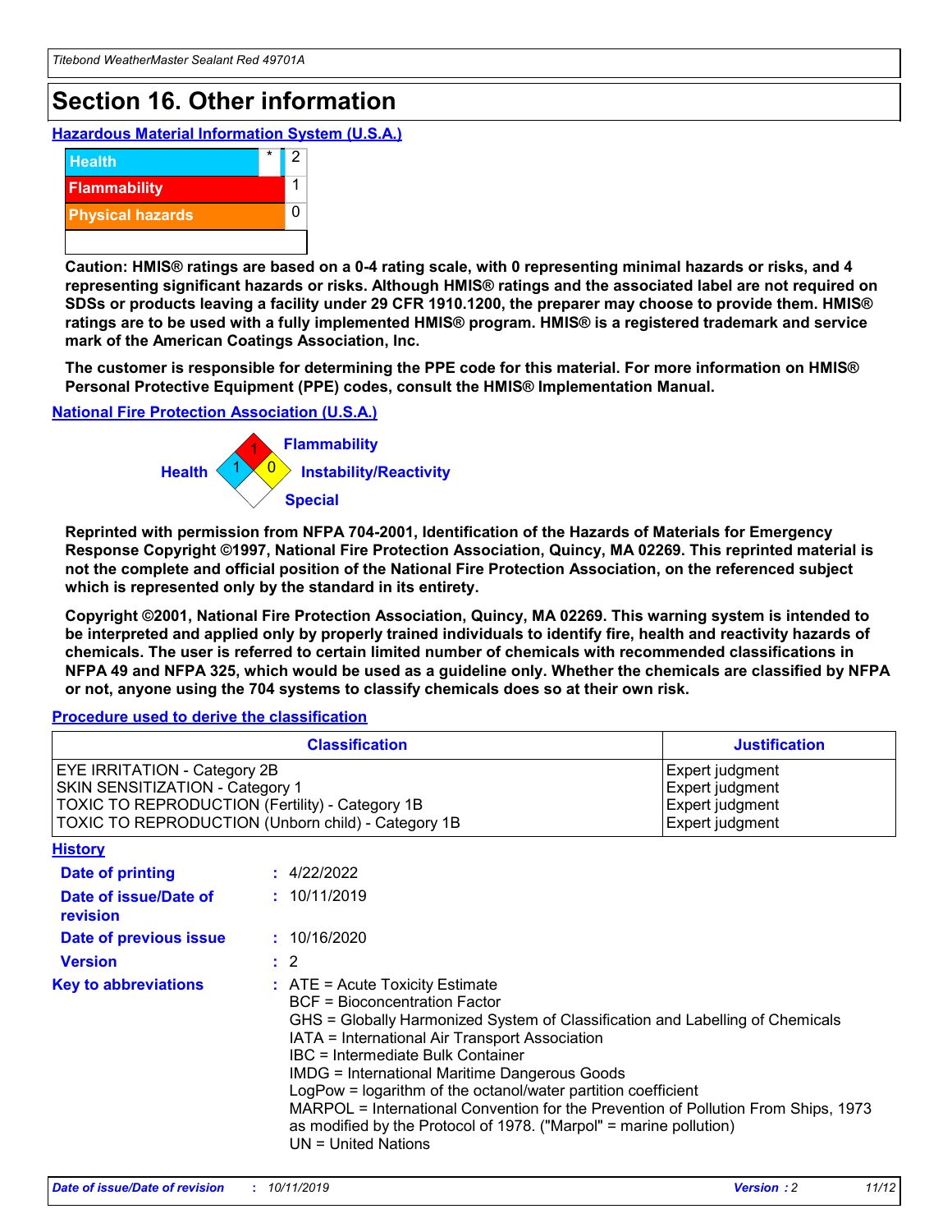# Section 16. Other information

## Hazardous Material Information System (U.S.A.)

| | | |
|---|---|---|
| Health | * | 2 |
| Flammability | | 1 |
| Physical hazards | | 0 |

**Caution: HMIS® ratings are based on a 0-4 rating scale, with 0 representing minimal hazards or risks, and 4 representing significant hazards or risks. Although HMIS® ratings and the associated label are not required on SDSs or products leaving a facility under 29 CFR 1910.1200, the preparer may choose to provide them. HMIS® ratings are to be used with a fully implemented HMIS® program. HMIS® is a registered trademark and service mark of the American Coatings Association, Inc.**

**The customer is responsible for determining the PPE code for this material. For more information on HMIS® Personal Protective Equipment (PPE) codes, consult the HMIS® Implementation Manual.**

## National Fire Protection Association (U.S.A.)

Flammability: 1
Health: 1
Instability/Reactivity: 0
Special:

**Reprinted with permission from NFPA 704-2001, Identification of the Hazards of Materials for Emergency Response Copyright ©1997, National Fire Protection Association, Quincy, MA 02269. This reprinted material is not the complete and official position of the National Fire Protection Association, on the referenced subject which is represented only by the standard in its entirety.**

**Copyright ©2001, National Fire Protection Association, Quincy, MA 02269. This warning system is intended to be interpreted and applied only by properly trained individuals to identify fire, health and reactivity hazards of chemicals. The user is referred to certain limited number of chemicals with recommended classifications in NFPA 49 and NFPA 325, which would be used as a guideline only. Whether the chemicals are classified by NFPA or not, anyone using the 704 systems to classify chemicals does so at their own risk.**

## Procedure used to derive the classification

| Classification | Justification |
|---|---|
| EYE IRRITATION - Category 2B | Expert judgment |
| SKIN SENSITIZATION - Category 1 | Expert judgment |
| TOXIC TO REPRODUCTION (Fertility) - Category 1B | Expert judgment |
| TOXIC TO REPRODUCTION (Unborn child) - Category 1B | Expert judgment |

## History

**Date of printing** : 4/22/2022

**Date of issue/Date of revision** : 10/11/2019

**Date of previous issue** : 10/16/2020

**Version** : 2

**Key to abbreviations** :
ATE = Acute Toxicity Estimate
BCF = Bioconcentration Factor
GHS = Globally Harmonized System of Classification and Labelling of Chemicals
IATA = International Air Transport Association
IBC = Intermediate Bulk Container
IMDG = International Maritime Dangerous Goods
LogPow = logarithm of the octanol/water partition coefficient
MARPOL = International Convention for the Prevention of Pollution From Ships, 1973 as modified by the Protocol of 1978. ("Marpol" = marine pollution)
UN = United Nations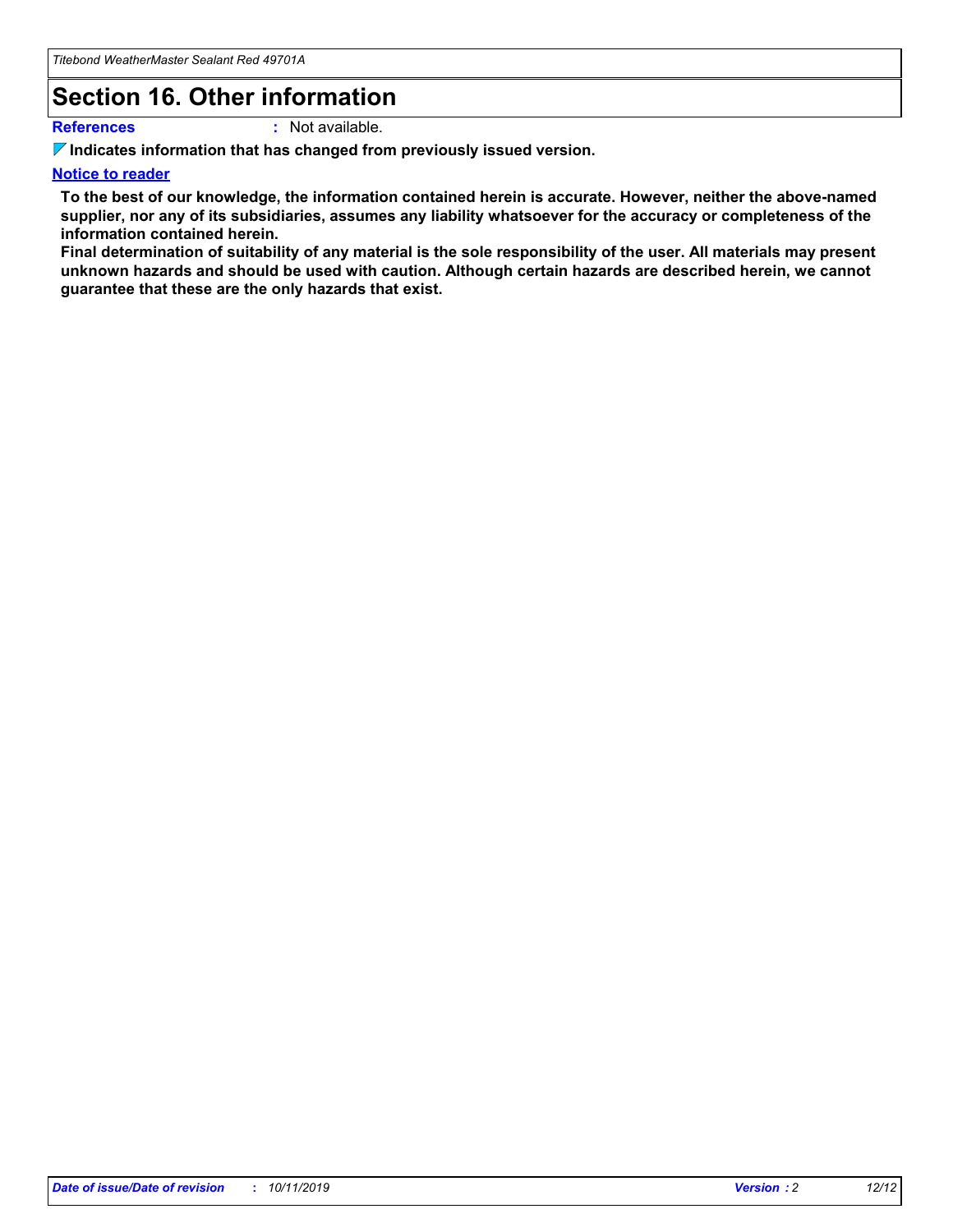# Section 16. Other information

**References** : Not available.

**Indicates information that has changed from previously issued version.**

**Notice to reader**

**To the best of our knowledge, the information contained herein is accurate. However, neither the above-named supplier, nor any of its subsidiaries, assumes any liability whatsoever for the accuracy or completeness of the information contained herein.**

**Final determination of suitability of any material is the sole responsibility of the user. All materials may present unknown hazards and should be used with caution. Although certain hazards are described herein, we cannot guarantee that these are the only hazards that exist.**